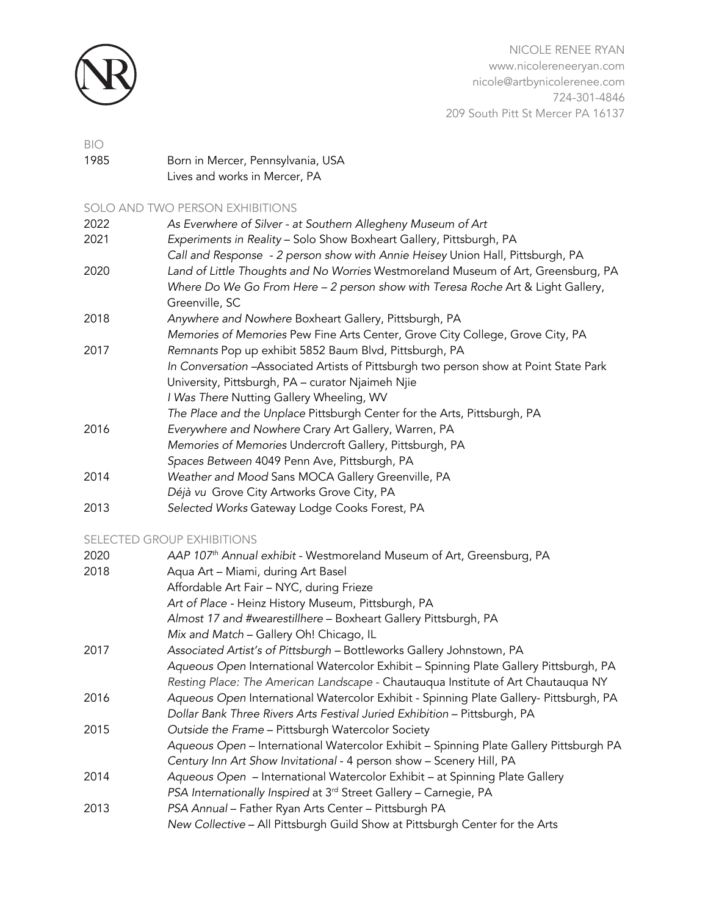NICOLE RENEE RYAN
www.nicolereneeryan.com
nicole@artbynicolerenee.com
724-301-4846
209 South Pitt St Mercer PA 16137

## BIO

1985 Born in Mercer, Pennsylvania, USA
Lives and works in Mercer, PA

## SOLO AND TWO PERSON EXHIBITIONS

2022 *As Everwhere of Silver - at Southern Allegheny Museum of Art*

2021 *Experiments in Reality* – Solo Show Boxheart Gallery, Pittsburgh, PA
*Call and Response - 2 person show with Annie Heisey* Union Hall, Pittsburgh, PA

2020 *Land of Little Thoughts and No Worries* Westmoreland Museum of Art, Greensburg, PA
*Where Do We Go From Here – 2 person show with Teresa Roche* Art & Light Gallery, Greenville, SC

2018 *Anywhere and Nowhere* Boxheart Gallery, Pittsburgh, PA
*Memories of Memories* Pew Fine Arts Center, Grove City College, Grove City, PA

2017 *Remnants* Pop up exhibit 5852 Baum Blvd, Pittsburgh, PA
*In Conversation* –Associated Artists of Pittsburgh two person show at Point State Park University, Pittsburgh, PA – curator Njaimeh Njie
*I Was There* Nutting Gallery Wheeling, WV
*The Place and the Unplace* Pittsburgh Center for the Arts, Pittsburgh, PA

2016 *Everywhere and Nowhere* Crary Art Gallery, Warren, PA
*Memories of Memories* Undercroft Gallery, Pittsburgh, PA
*Spaces Between* 4049 Penn Ave, Pittsburgh, PA

2014 *Weather and Mood* Sans MOCA Gallery Greenville, PA
*Déjà vu* Grove City Artworks Grove City, PA

2013 *Selected Works* Gateway Lodge Cooks Forest, PA

## SELECTED GROUP EXHIBITIONS

2020 *AAP 107th Annual exhibit* - Westmoreland Museum of Art, Greensburg, PA

2018 Aqua Art – Miami, during Art Basel
Affordable Art Fair – NYC, during Frieze
*Art of Place* - Heinz History Museum, Pittsburgh, PA
*Almost 17 and #wearestillhere* – Boxheart Gallery Pittsburgh, PA
*Mix and Match* – Gallery Oh! Chicago, IL

2017 *Associated Artist's of Pittsburgh* – Bottleworks Gallery Johnstown, PA
*Aqueous Open* International Watercolor Exhibit – Spinning Plate Gallery Pittsburgh, PA
*Resting Place: The American Landscape* - Chautauqua Institute of Art Chautauqua NY

2016 *Aqueous Open* International Watercolor Exhibit - Spinning Plate Gallery- Pittsburgh, PA
*Dollar Bank Three Rivers Arts Festival Juried Exhibition* – Pittsburgh, PA

2015 *Outside the Frame* – Pittsburgh Watercolor Society
*Aqueous Open* – International Watercolor Exhibit – Spinning Plate Gallery Pittsburgh PA
*Century Inn Art Show Invitational* - 4 person show – Scenery Hill, PA

2014 *Aqueous Open* – International Watercolor Exhibit – at Spinning Plate Gallery
*PSA Internationally Inspired* at 3rd Street Gallery – Carnegie, PA

2013 *PSA Annual* – Father Ryan Arts Center – Pittsburgh PA
*New Collective* – All Pittsburgh Guild Show at Pittsburgh Center for the Arts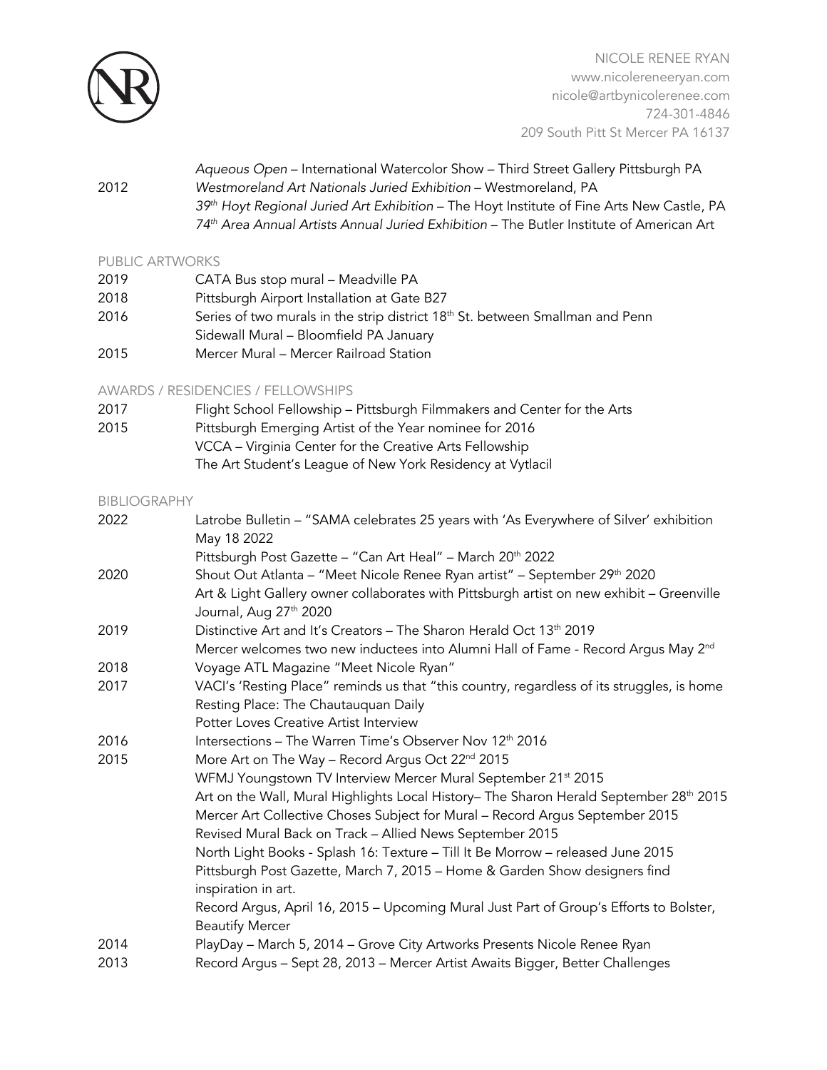| | |
|---|---|
| | *Aqueous Open* – International Watercolor Show – Third Street Gallery Pittsburgh PA |
| 2012 | *Westmoreland Art Nationals Juried Exhibition* – Westmoreland, PA |
| | *39th Hoyt Regional Juried Art Exhibition* – The Hoyt Institute of Fine Arts New Castle, PA |
| | *74th Area Annual Artists Annual Juried Exhibition* – The Butler Institute of American Art |

## PUBLIC ARTWORKS

| | |
|---|---|
| 2019 | CATA Bus stop mural – Meadville PA |
| 2018 | Pittsburgh Airport Installation at Gate B27 |
| 2016 | Series of two murals in the strip district 18th St. between Smallman and Penn |
| | Sidewall Mural – Bloomfield PA January |
| 2015 | Mercer Mural – Mercer Railroad Station |

## AWARDS / RESIDENCIES / FELLOWSHIPS

| | |
|---|---|
| 2017 | Flight School Fellowship – Pittsburgh Filmmakers and Center for the Arts |
| 2015 | Pittsburgh Emerging Artist of the Year nominee for 2016 |
| | VCCA – Virginia Center for the Creative Arts Fellowship |
| | The Art Student's League of New York Residency at Vytlacil |

## BIBLIOGRAPHY

| | |
|---|---|
| 2022 | Latrobe Bulletin – "SAMA celebrates 25 years with 'As Everywhere of Silver' exhibition May 18 2022 |
| | Pittsburgh Post Gazette – "Can Art Heal" – March 20th 2022 |
| 2020 | Shout Out Atlanta – "Meet Nicole Renee Ryan artist" – September 29th 2020 |
| | Art & Light Gallery owner collaborates with Pittsburgh artist on new exhibit – Greenville Journal, Aug 27th 2020 |
| 2019 | Distinctive Art and It's Creators – The Sharon Herald Oct 13th 2019 |
| | Mercer welcomes two new inductees into Alumni Hall of Fame - Record Argus May 2nd |
| 2018 | Voyage ATL Magazine "Meet Nicole Ryan" |
| 2017 | VACI's 'Resting Place" reminds us that "this country, regardless of its struggles, is home |
| | Resting Place: The Chautauquan Daily |
| | Potter Loves Creative Artist Interview |
| 2016 | Intersections – The Warren Time's Observer Nov 12th 2016 |
| 2015 | More Art on The Way – Record Argus Oct 22nd 2015 |
| | WFMJ Youngstown TV Interview Mercer Mural September 21st 2015 |
| | Art on the Wall, Mural Highlights Local History– The Sharon Herald September 28th 2015 |
| | Mercer Art Collective Choses Subject for Mural – Record Argus September 2015 |
| | Revised Mural Back on Track – Allied News September 2015 |
| | North Light Books - Splash 16: Texture – Till It Be Morrow – released June 2015 |
| | Pittsburgh Post Gazette, March 7, 2015 – Home & Garden Show designers find inspiration in art. |
| | Record Argus, April 16, 2015 – Upcoming Mural Just Part of Group's Efforts to Bolster, Beautify Mercer |
| 2014 | PlayDay – March 5, 2014 – Grove City Artworks Presents Nicole Renee Ryan |
| 2013 | Record Argus – Sept 28, 2013 – Mercer Artist Awaits Bigger, Better Challenges |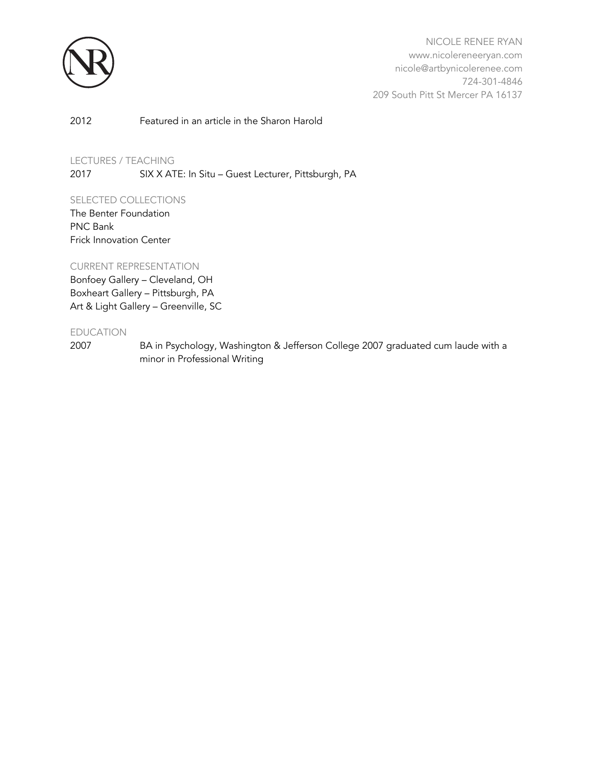NICOLE RENEE RYAN
www.nicolereneeryan.com
nicole@artbynicolerenee.com
724-301-4846
209 South Pitt St Mercer PA 16137

2012 Featured in an article in the Sharon Harold

## LECTURES / TEACHING

2017 SIX X ATE: In Situ – Guest Lecturer, Pittsburgh, PA

## SELECTED COLLECTIONS

The Benter Foundation
PNC Bank
Frick Innovation Center

## CURRENT REPRESENTATION

Bonfoey Gallery – Cleveland, OH
Boxheart Gallery – Pittsburgh, PA
Art & Light Gallery – Greenville, SC

## EDUCATION

2007 BA in Psychology, Washington & Jefferson College 2007 graduated cum laude with a minor in Professional Writing